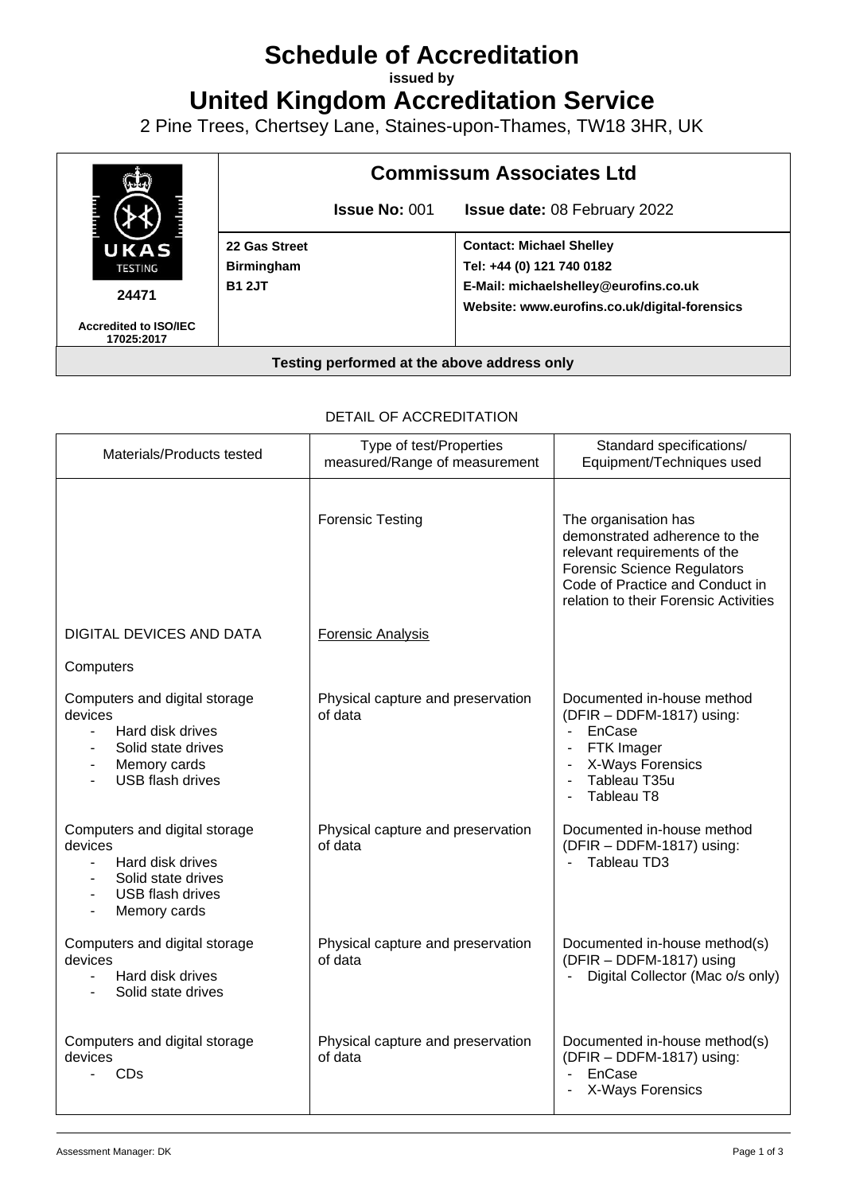# Schedule of Accreditation

**issued by**

# United Kingdom Accreditation Service

2 Pine Trees, Chertsey Lane, Staines-upon-Thames, TW18 3HR, UK

| UKAS TESTING 24471 Accredited to ISO/IEC 17025:2017 | **Commissum Associates Ltd** **Issue No:** 001 **Issue date:** 08 February 2022 | |
|---|---|---|
| | **22 Gas Street** **Birmingham** **B1 2JT** | **Contact: Michael Shelley** **Tel: +44 (0) 121 740 0182** **E-Mail: michaelshelley@eurofins.co.uk** **Website: www.eurofins.co.uk/digital-forensics** |
| **Testing performed at the above address only** | | |

DETAIL OF ACCREDITATION

| Materials/Products tested | Type of test/Properties measured/Range of measurement | Standard specifications/ Equipment/Techniques used |
|---|---|---|
| | Forensic Testing | The organisation has demonstrated adherence to the relevant requirements of the Forensic Science Regulators Code of Practice and Conduct in relation to their Forensic Activities |
| DIGITAL DEVICES AND DATA | Forensic Analysis | |
| Computers | | |
| Computers and digital storage devices<br>- Hard disk drives<br>- Solid state drives<br>- Memory cards<br>- USB flash drives | Physical capture and preservation of data | Documented in-house method (DFIR – DDFM-1817) using:<br>- EnCase<br>- FTK Imager<br>- X-Ways Forensics<br>- Tableau T35u<br>- Tableau T8 |
| Computers and digital storage devices<br>- Hard disk drives<br>- Solid state drives<br>- USB flash drives<br>- Memory cards | Physical capture and preservation of data | Documented in-house method (DFIR – DDFM-1817) using:<br>- Tableau TD3 |
| Computers and digital storage devices<br>- Hard disk drives<br>- Solid state drives | Physical capture and preservation of data | Documented in-house method(s) (DFIR – DDFM-1817) using<br>- Digital Collector (Mac o/s only) |
| Computers and digital storage devices<br>- CDs | Physical capture and preservation of data | Documented in-house method(s) (DFIR – DDFM-1817) using:<br>- EnCase<br>- X-Ways Forensics |

Assessment Manager: DK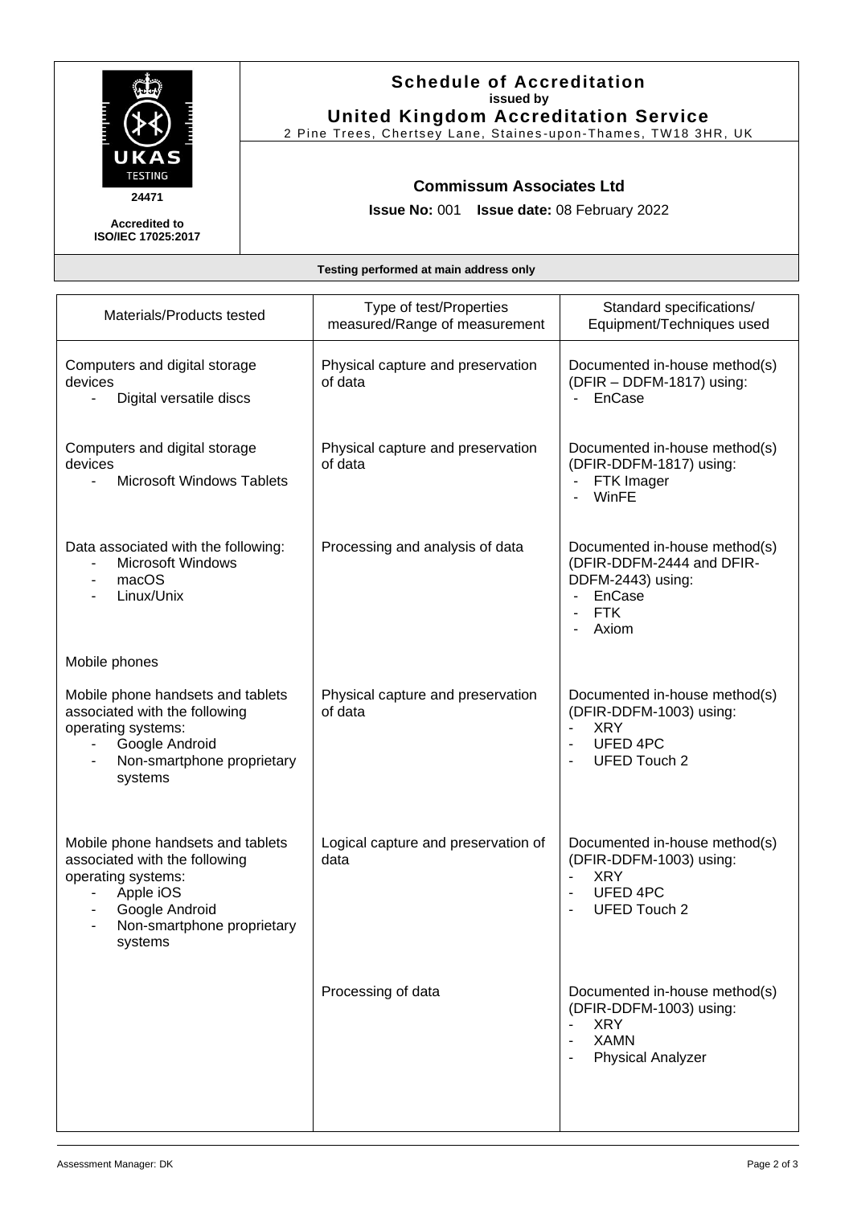# Schedule of Accreditation
**issued by**
## United Kingdom Accreditation Service
2 Pine Trees, Chertsey Lane, Staines-upon-Thames, TW18 3HR, UK

UKAS TESTING
**24471**
**Accredited to ISO/IEC 17025:2017**

### Commissum Associates Ltd

**Issue No:** 001 **Issue date:** 08 February 2022

**Testing performed at main address only**

| Materials/Products tested | Type of test/Properties measured/Range of measurement | Standard specifications/ Equipment/Techniques used |
|---|---|---|
| Computers and digital storage devices<br>- Digital versatile discs | Physical capture and preservation of data | Documented in-house method(s) (DFIR – DDFM-1817) using:<br>- EnCase |
| Computers and digital storage devices<br>- Microsoft Windows Tablets | Physical capture and preservation of data | Documented in-house method(s) (DFIR-DDFM-1817) using:<br>- FTK Imager<br>- WinFE |
| Data associated with the following:<br>- Microsoft Windows<br>- macOS<br>- Linux/Unix | Processing and analysis of data | Documented in-house method(s) (DFIR-DDFM-2444 and DFIR-DDFM-2443) using:<br>- EnCase<br>- FTK<br>- Axiom |
| Mobile phones | | |
| Mobile phone handsets and tablets associated with the following operating systems:<br>- Google Android<br>- Non-smartphone proprietary systems | Physical capture and preservation of data | Documented in-house method(s) (DFIR-DDFM-1003) using:<br>- XRY<br>- UFED 4PC<br>- UFED Touch 2 |
| Mobile phone handsets and tablets associated with the following operating systems:<br>- Apple iOS<br>- Google Android<br>- Non-smartphone proprietary systems | Logical capture and preservation of data | Documented in-house method(s) (DFIR-DDFM-1003) using:<br>- XRY<br>- UFED 4PC<br>- UFED Touch 2 |
| | Processing of data | Documented in-house method(s) (DFIR-DDFM-1003) using:<br>- XRY<br>- XAMN<br>- Physical Analyzer |

Assessment Manager: DK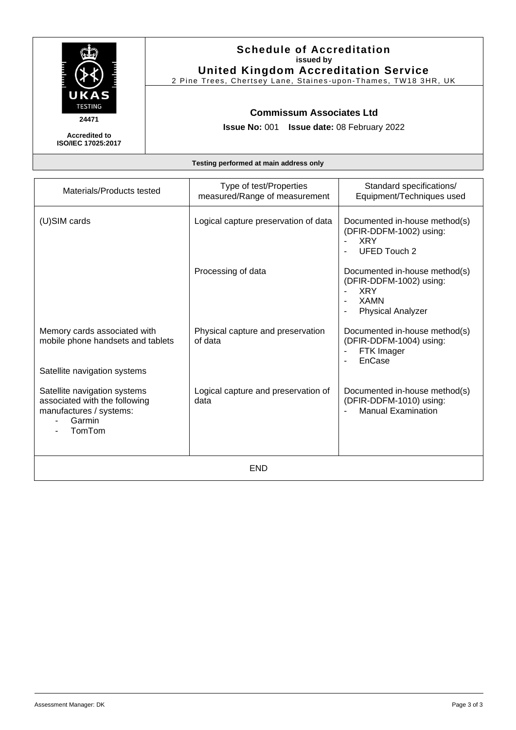**Schedule of Accreditation**
**issued by**
**United Kingdom Accreditation Service**
2 Pine Trees, Chertsey Lane, Staines-upon-Thames, TW18 3HR, UK

UKAS TESTING
24471
**Accredited to ISO/IEC 17025:2017**

**Commissum Associates Ltd**

**Issue No:** 001 **Issue date:** 08 February 2022

**Testing performed at main address only**

| Materials/Products tested | Type of test/Properties measured/Range of measurement | Standard specifications/ Equipment/Techniques used |
|---|---|---|
| (U)SIM cards | Logical capture preservation of data | Documented in-house method(s) (DFIR-DDFM-1002) using:<br>- XRY<br>- UFED Touch 2 |
| | Processing of data | Documented in-house method(s) (DFIR-DDFM-1002) using:<br>- XRY<br>- XAMN<br>- Physical Analyzer |
| Memory cards associated with mobile phone handsets and tablets<br><br>Satellite navigation systems | Physical capture and preservation of data | Documented in-house method(s) (DFIR-DDFM-1004) using:<br>- FTK Imager<br>- EnCase |
| Satellite navigation systems associated with the following manufactures / systems:<br>- Garmin<br>- TomTom | Logical capture and preservation of data | Documented in-house method(s) (DFIR-DDFM-1010) using:<br>- Manual Examination |
| END | | |

Assessment Manager: DK